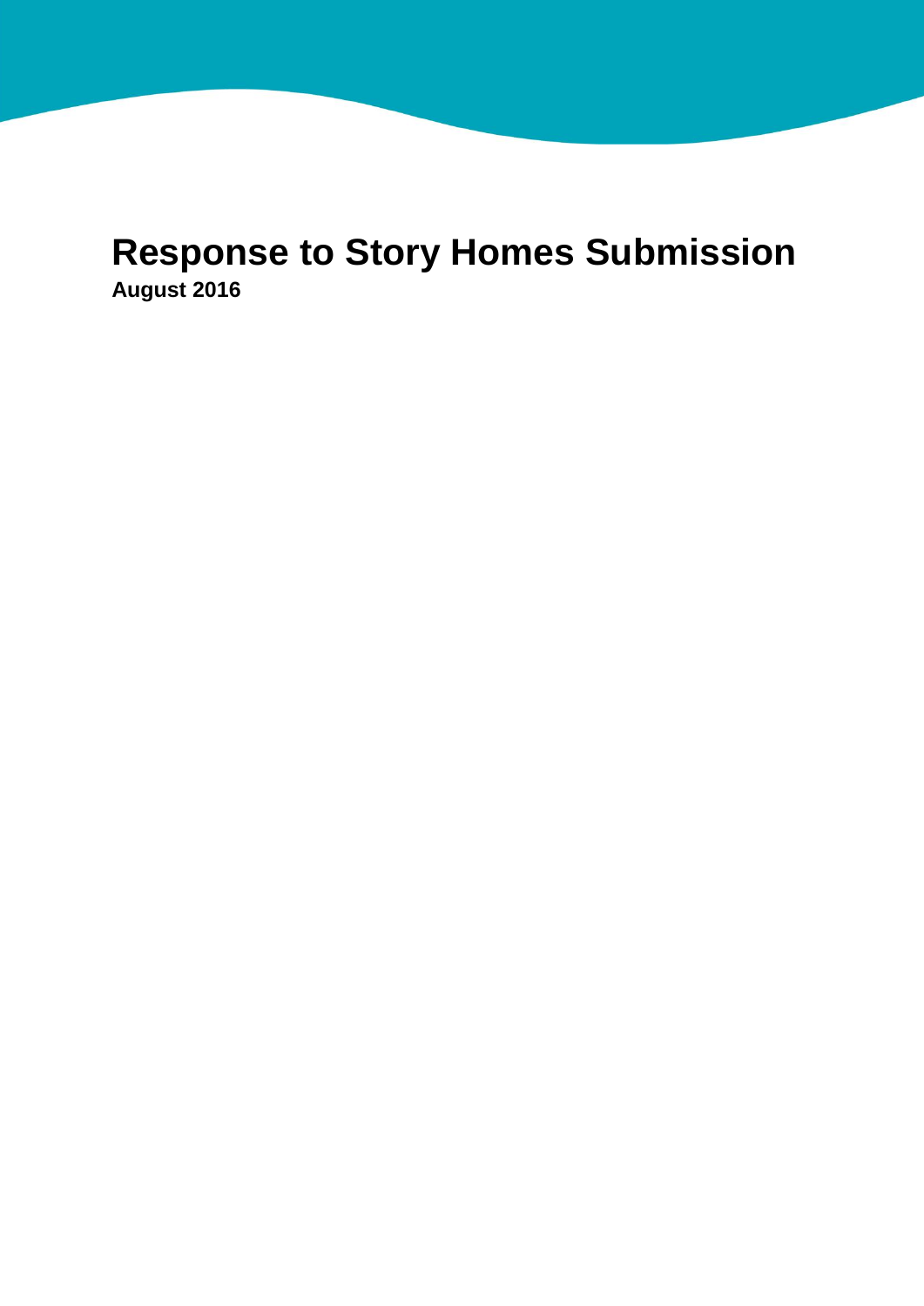# Response to Story Homes Submission

**August 2016**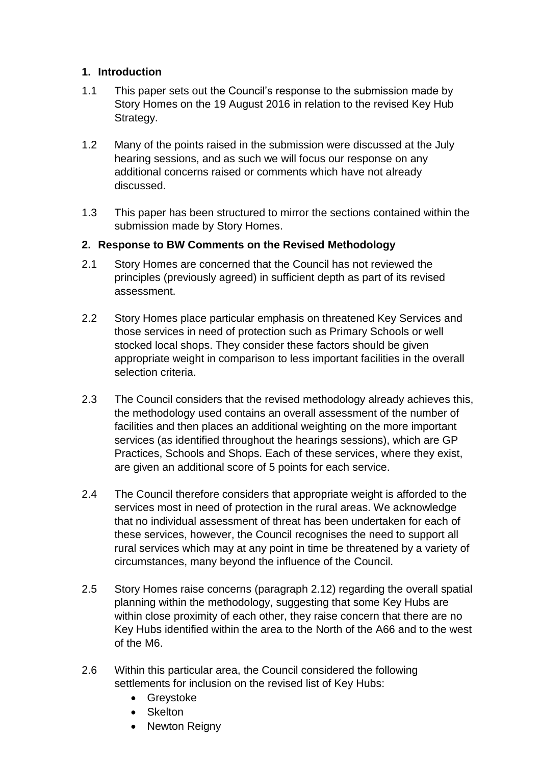## 1. Introduction

1.1 This paper sets out the Council's response to the submission made by Story Homes on the 19 August 2016 in relation to the revised Key Hub Strategy.

1.2 Many of the points raised in the submission were discussed at the July hearing sessions, and as such we will focus our response on any additional concerns raised or comments which have not already discussed.

1.3 This paper has been structured to mirror the sections contained within the submission made by Story Homes.

## 2. Response to BW Comments on the Revised Methodology

2.1 Story Homes are concerned that the Council has not reviewed the principles (previously agreed) in sufficient depth as part of its revised assessment.

2.2 Story Homes place particular emphasis on threatened Key Services and those services in need of protection such as Primary Schools or well stocked local shops. They consider these factors should be given appropriate weight in comparison to less important facilities in the overall selection criteria.

2.3 The Council considers that the revised methodology already achieves this, the methodology used contains an overall assessment of the number of facilities and then places an additional weighting on the more important services (as identified throughout the hearings sessions), which are GP Practices, Schools and Shops. Each of these services, where they exist, are given an additional score of 5 points for each service.

2.4 The Council therefore considers that appropriate weight is afforded to the services most in need of protection in the rural areas. We acknowledge that no individual assessment of threat has been undertaken for each of these services, however, the Council recognises the need to support all rural services which may at any point in time be threatened by a variety of circumstances, many beyond the influence of the Council.

2.5 Story Homes raise concerns (paragraph 2.12) regarding the overall spatial planning within the methodology, suggesting that some Key Hubs are within close proximity of each other, they raise concern that there are no Key Hubs identified within the area to the North of the A66 and to the west of the M6.

2.6 Within this particular area, the Council considered the following settlements for inclusion on the revised list of Key Hubs:

- Greystoke
- Skelton
- Newton Reigny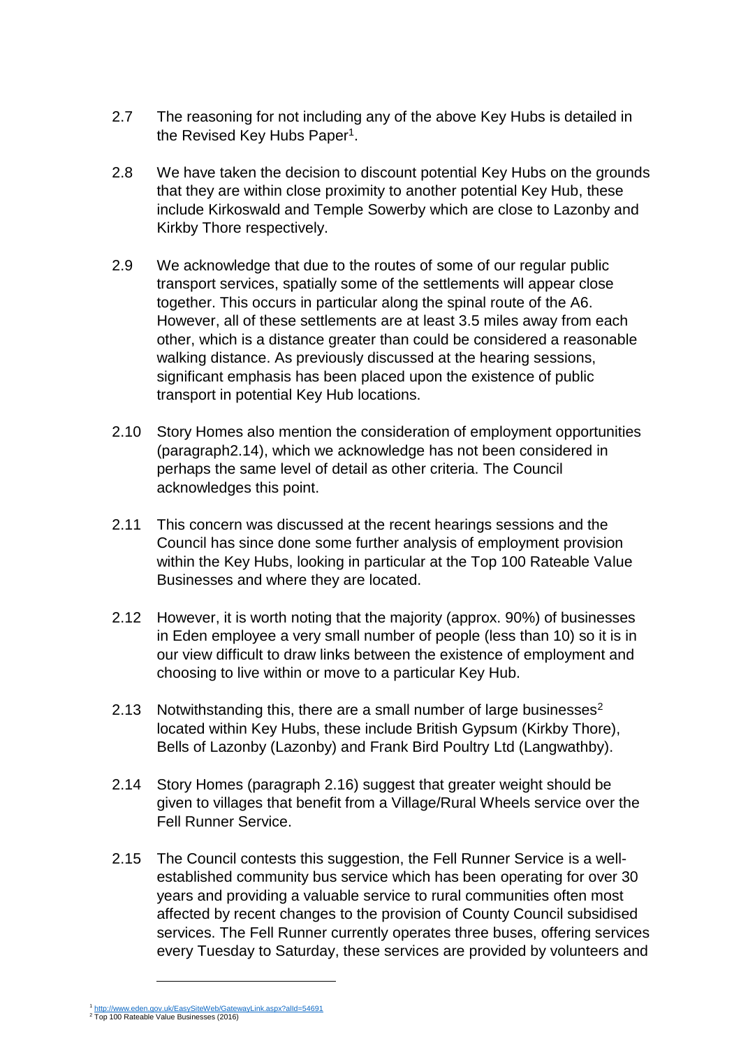2.7 The reasoning for not including any of the above Key Hubs is detailed in the Revised Key Hubs Paper[1].

2.8 We have taken the decision to discount potential Key Hubs on the grounds that they are within close proximity to another potential Key Hub, these include Kirkoswald and Temple Sowerby which are close to Lazonby and Kirkby Thore respectively.

2.9 We acknowledge that due to the routes of some of our regular public transport services, spatially some of the settlements will appear close together. This occurs in particular along the spinal route of the A6. However, all of these settlements are at least 3.5 miles away from each other, which is a distance greater than could be considered a reasonable walking distance. As previously discussed at the hearing sessions, significant emphasis has been placed upon the existence of public transport in potential Key Hub locations.

2.10 Story Homes also mention the consideration of employment opportunities (paragraph2.14), which we acknowledge has not been considered in perhaps the same level of detail as other criteria. The Council acknowledges this point.

2.11 This concern was discussed at the recent hearings sessions and the Council has since done some further analysis of employment provision within the Key Hubs, looking in particular at the Top 100 Rateable Value Businesses and where they are located.

2.12 However, it is worth noting that the majority (approx. 90%) of businesses in Eden employee a very small number of people (less than 10) so it is in our view difficult to draw links between the existence of employment and choosing to live within or move to a particular Key Hub.

2.13 Notwithstanding this, there are a small number of large businesses[2] located within Key Hubs, these include British Gypsum (Kirkby Thore), Bells of Lazonby (Lazonby) and Frank Bird Poultry Ltd (Langwathby).

2.14 Story Homes (paragraph 2.16) suggest that greater weight should be given to villages that benefit from a Village/Rural Wheels service over the Fell Runner Service.

2.15 The Council contests this suggestion, the Fell Runner Service is a well-established community bus service which has been operating for over 30 years and providing a valuable service to rural communities often most affected by recent changes to the provision of County Council subsidised services. The Fell Runner currently operates three buses, offering services every Tuesday to Saturday, these services are provided by volunteers and

---

[1] http://www.eden.gov.uk/EasySiteWeb/GatewayLink.aspx?alId=54691

[2] Top 100 Rateable Value Businesses (2016)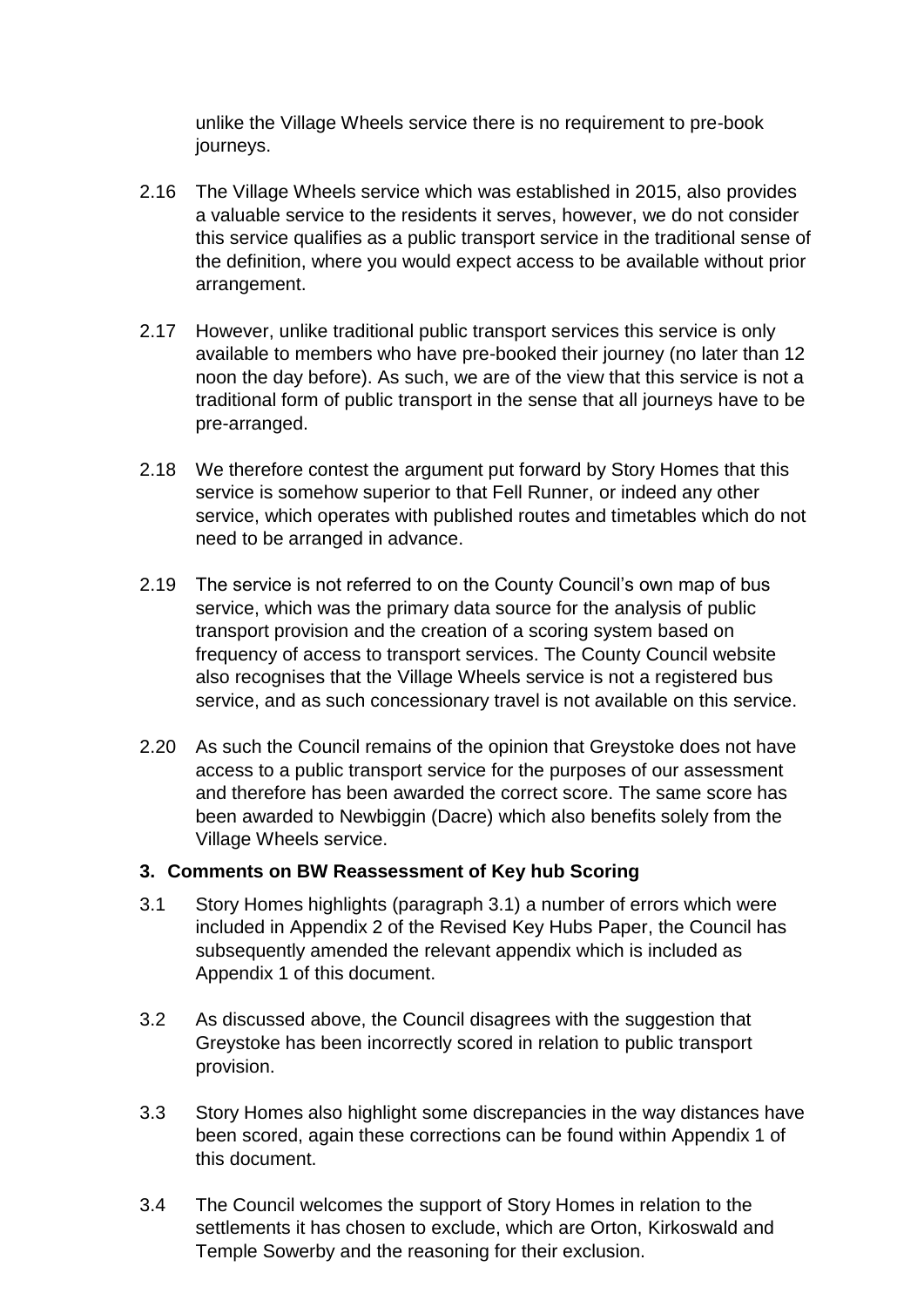unlike the Village Wheels service there is no requirement to pre-book journeys.

2.16 The Village Wheels service which was established in 2015, also provides a valuable service to the residents it serves, however, we do not consider this service qualifies as a public transport service in the traditional sense of the definition, where you would expect access to be available without prior arrangement.

2.17 However, unlike traditional public transport services this service is only available to members who have pre-booked their journey (no later than 12 noon the day before). As such, we are of the view that this service is not a traditional form of public transport in the sense that all journeys have to be pre-arranged.

2.18 We therefore contest the argument put forward by Story Homes that this service is somehow superior to that Fell Runner, or indeed any other service, which operates with published routes and timetables which do not need to be arranged in advance.

2.19 The service is not referred to on the County Council's own map of bus service, which was the primary data source for the analysis of public transport provision and the creation of a scoring system based on frequency of access to transport services. The County Council website also recognises that the Village Wheels service is not a registered bus service, and as such concessionary travel is not available on this service.

2.20 As such the Council remains of the opinion that Greystoke does not have access to a public transport service for the purposes of our assessment and therefore has been awarded the correct score. The same score has been awarded to Newbiggin (Dacre) which also benefits solely from the Village Wheels service.

### 3. Comments on BW Reassessment of Key hub Scoring

3.1 Story Homes highlights (paragraph 3.1) a number of errors which were included in Appendix 2 of the Revised Key Hubs Paper, the Council has subsequently amended the relevant appendix which is included as Appendix 1 of this document.

3.2 As discussed above, the Council disagrees with the suggestion that Greystoke has been incorrectly scored in relation to public transport provision.

3.3 Story Homes also highlight some discrepancies in the way distances have been scored, again these corrections can be found within Appendix 1 of this document.

3.4 The Council welcomes the support of Story Homes in relation to the settlements it has chosen to exclude, which are Orton, Kirkoswald and Temple Sowerby and the reasoning for their exclusion.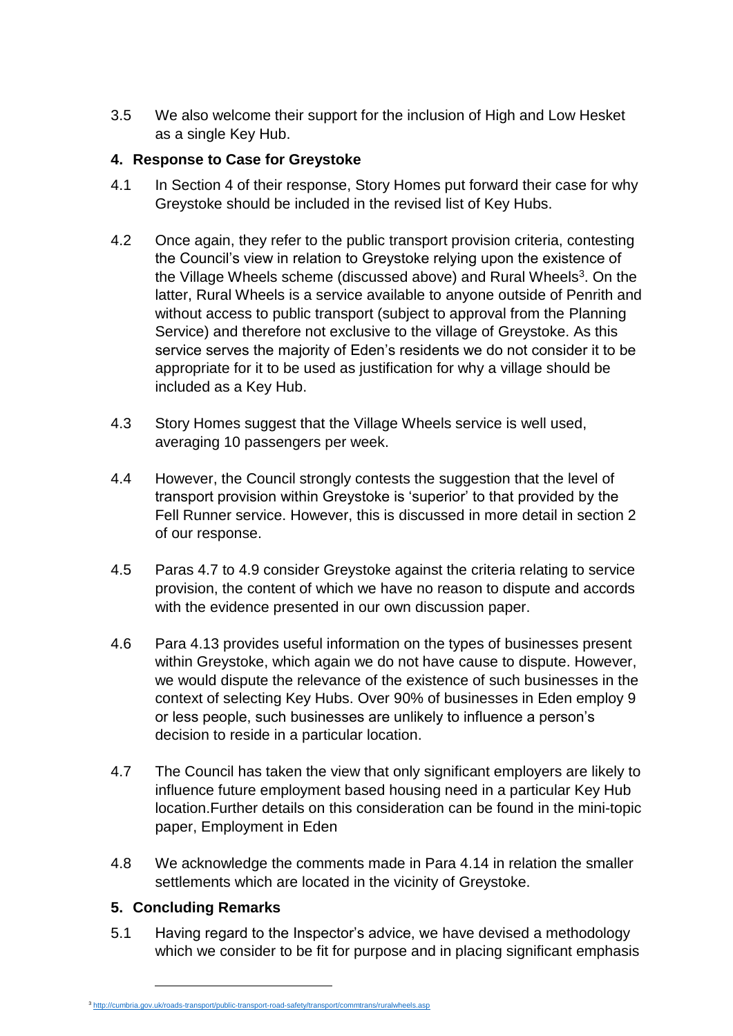3.5 We also welcome their support for the inclusion of High and Low Hesket as a single Key Hub.

## 4. Response to Case for Greystoke

4.1 In Section 4 of their response, Story Homes put forward their case for why Greystoke should be included in the revised list of Key Hubs.

4.2 Once again, they refer to the public transport provision criteria, contesting the Council's view in relation to Greystoke relying upon the existence of the Village Wheels scheme (discussed above) and Rural Wheels[3]. On the latter, Rural Wheels is a service available to anyone outside of Penrith and without access to public transport (subject to approval from the Planning Service) and therefore not exclusive to the village of Greystoke. As this service serves the majority of Eden's residents we do not consider it to be appropriate for it to be used as justification for why a village should be included as a Key Hub.

4.3 Story Homes suggest that the Village Wheels service is well used, averaging 10 passengers per week.

4.4 However, the Council strongly contests the suggestion that the level of transport provision within Greystoke is 'superior' to that provided by the Fell Runner service. However, this is discussed in more detail in section 2 of our response.

4.5 Paras 4.7 to 4.9 consider Greystoke against the criteria relating to service provision, the content of which we have no reason to dispute and accords with the evidence presented in our own discussion paper.

4.6 Para 4.13 provides useful information on the types of businesses present within Greystoke, which again we do not have cause to dispute. However, we would dispute the relevance of the existence of such businesses in the context of selecting Key Hubs. Over 90% of businesses in Eden employ 9 or less people, such businesses are unlikely to influence a person's decision to reside in a particular location.

4.7 The Council has taken the view that only significant employers are likely to influence future employment based housing need in a particular Key Hub location.Further details on this consideration can be found in the mini-topic paper, Employment in Eden

4.8 We acknowledge the comments made in Para 4.14 in relation the smaller settlements which are located in the vicinity of Greystoke.

## 5. Concluding Remarks

5.1 Having regard to the Inspector's advice, we have devised a methodology which we consider to be fit for purpose and in placing significant emphasis

[3] http://cumbria.gov.uk/roads-transport/public-transport-road-safety/transport/commtrans/ruralwheels.asp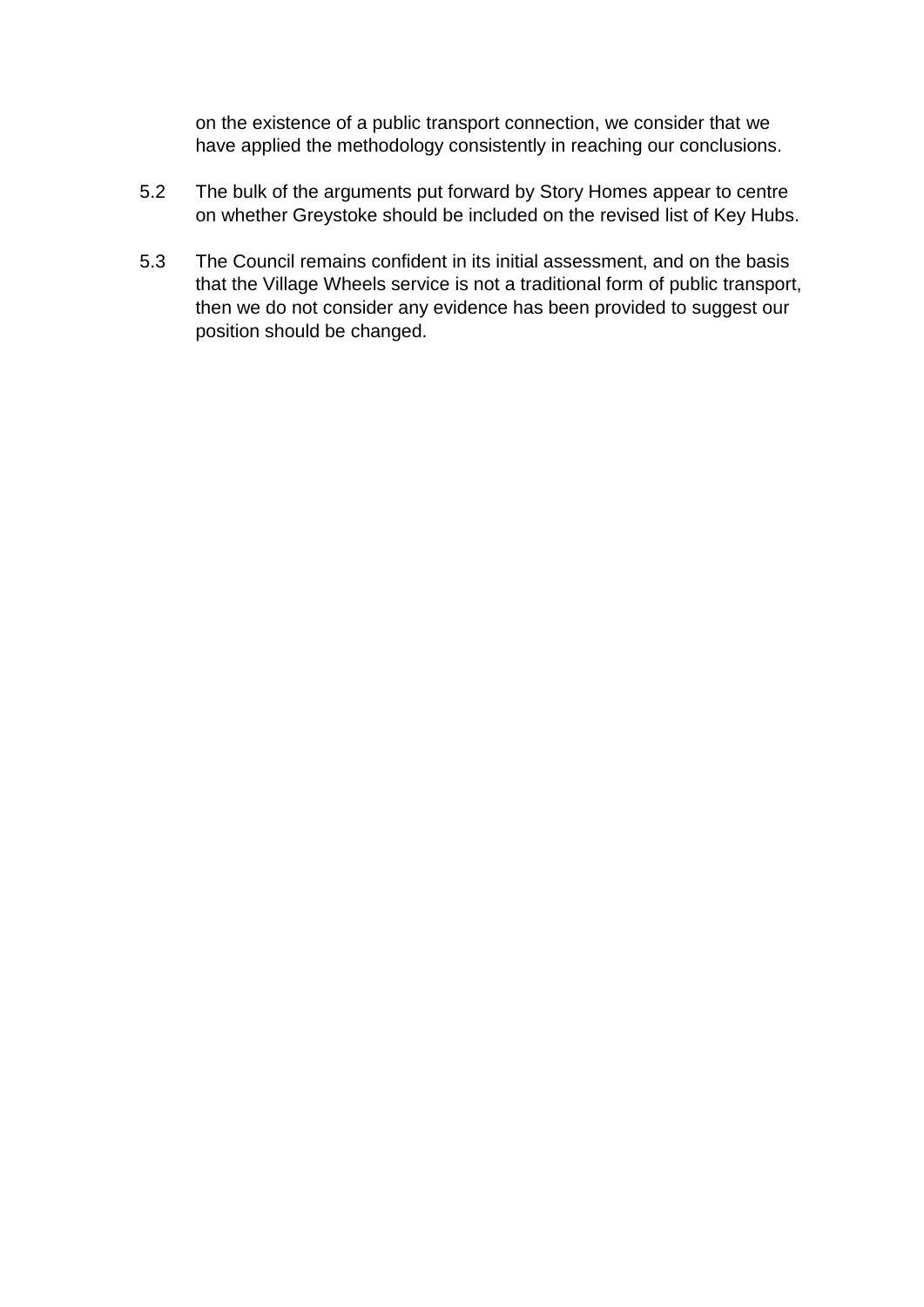on the existence of a public transport connection, we consider that we have applied the methodology consistently in reaching our conclusions.

5.2 The bulk of the arguments put forward by Story Homes appear to centre on whether Greystoke should be included on the revised list of Key Hubs.

5.3 The Council remains confident in its initial assessment, and on the basis that the Village Wheels service is not a traditional form of public transport, then we do not consider any evidence has been provided to suggest our position should be changed.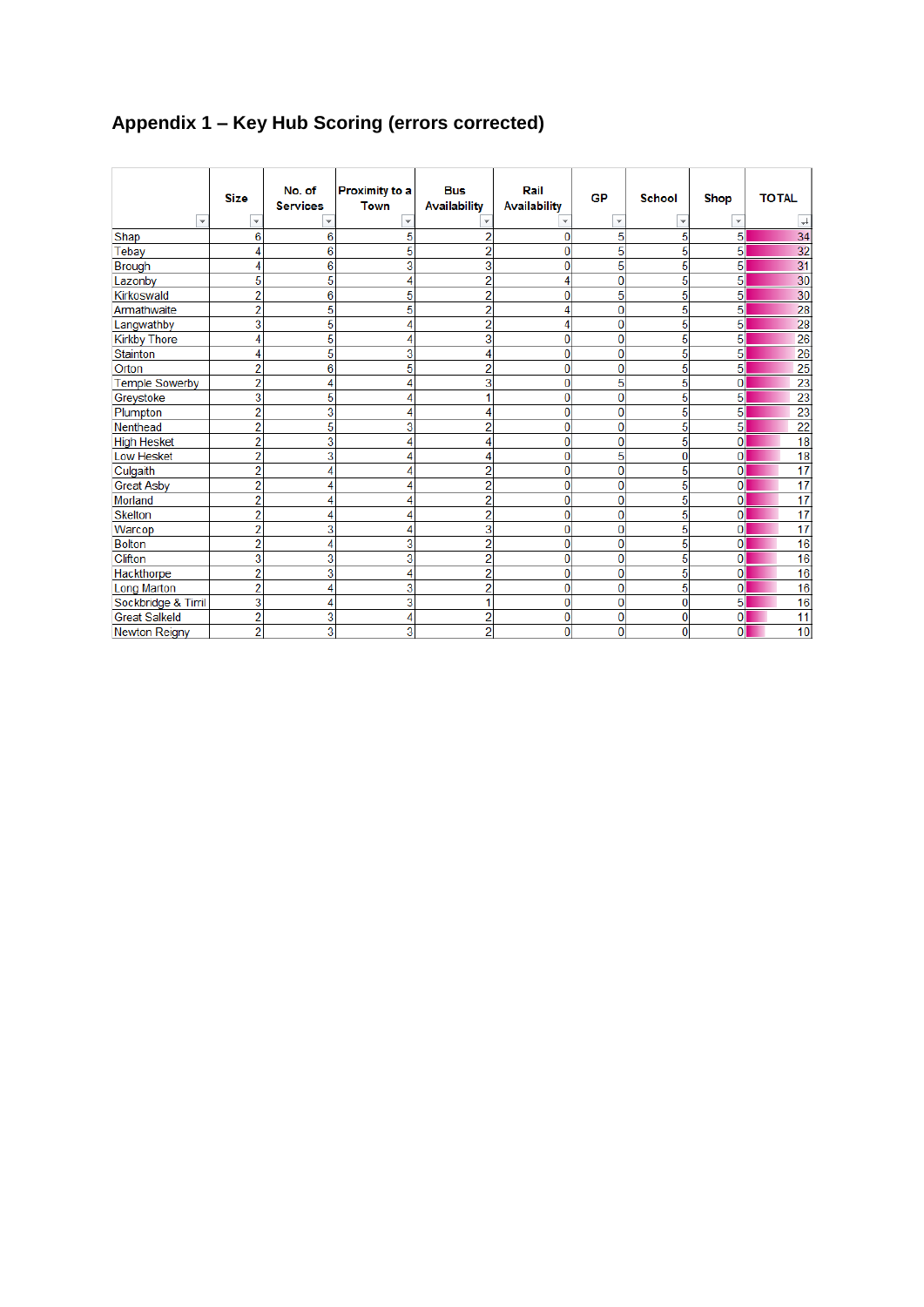## Appendix 1 – Key Hub Scoring (errors corrected)

| | Size | No. of Services | Proximity to a Town | Bus Availability | Rail Availability | GP | School | Shop | TOTAL |
|---|---|---|---|---|---|---|---|---|---|
| Shap | 6 | 6 | 5 | 2 | 0 | 5 | 5 | 5 | 34 |
| Tebay | 4 | 6 | 5 | 2 | 0 | 5 | 5 | 5 | 32 |
| Brough | 4 | 6 | 3 | 3 | 0 | 5 | 5 | 5 | 31 |
| Lazonby | 5 | 5 | 4 | 2 | 4 | 0 | 5 | 5 | 30 |
| Kirkoswald | 2 | 6 | 5 | 2 | 0 | 5 | 5 | 5 | 30 |
| Armathwaite | 2 | 5 | 5 | 2 | 4 | 0 | 5 | 5 | 28 |
| Langwathby | 3 | 5 | 4 | 2 | 4 | 0 | 5 | 5 | 28 |
| Kirkby Thore | 4 | 5 | 4 | 3 | 0 | 0 | 5 | 5 | 26 |
| Stainton | 4 | 5 | 3 | 4 | 0 | 0 | 5 | 5 | 26 |
| Orton | 2 | 6 | 5 | 2 | 0 | 0 | 5 | 5 | 25 |
| Temple Sowerby | 2 | 4 | 4 | 3 | 0 | 5 | 5 | 0 | 23 |
| Greystoke | 3 | 5 | 4 | 1 | 0 | 0 | 5 | 5 | 23 |
| Plumpton | 2 | 3 | 4 | 4 | 0 | 0 | 5 | 5 | 23 |
| Nenthead | 2 | 5 | 3 | 2 | 0 | 0 | 5 | 5 | 22 |
| High Hesket | 2 | 3 | 4 | 4 | 0 | 0 | 5 | 0 | 18 |
| Low Hesket | 2 | 3 | 4 | 4 | 0 | 5 | 0 | 0 | 18 |
| Culgaith | 2 | 4 | 4 | 2 | 0 | 0 | 5 | 0 | 17 |
| Great Asby | 2 | 4 | 4 | 2 | 0 | 0 | 5 | 0 | 17 |
| Morland | 2 | 4 | 4 | 2 | 0 | 0 | 5 | 0 | 17 |
| Skelton | 2 | 4 | 4 | 2 | 0 | 0 | 5 | 0 | 17 |
| Warcop | 2 | 3 | 4 | 3 | 0 | 0 | 5 | 0 | 17 |
| Bolton | 2 | 4 | 3 | 2 | 0 | 0 | 5 | 0 | 16 |
| Clifton | 3 | 3 | 3 | 2 | 0 | 0 | 5 | 0 | 16 |
| Hackthorpe | 2 | 3 | 4 | 2 | 0 | 0 | 5 | 0 | 16 |
| Long Marton | 2 | 4 | 3 | 2 | 0 | 0 | 5 | 0 | 16 |
| Sockbridge & Tirril | 3 | 4 | 3 | 1 | 0 | 0 | 0 | 5 | 16 |
| Great Salkeld | 2 | 3 | 4 | 2 | 0 | 0 | 0 | 0 | 11 |
| Newton Reigny | 2 | 3 | 3 | 2 | 0 | 0 | 0 | 0 | 10 |